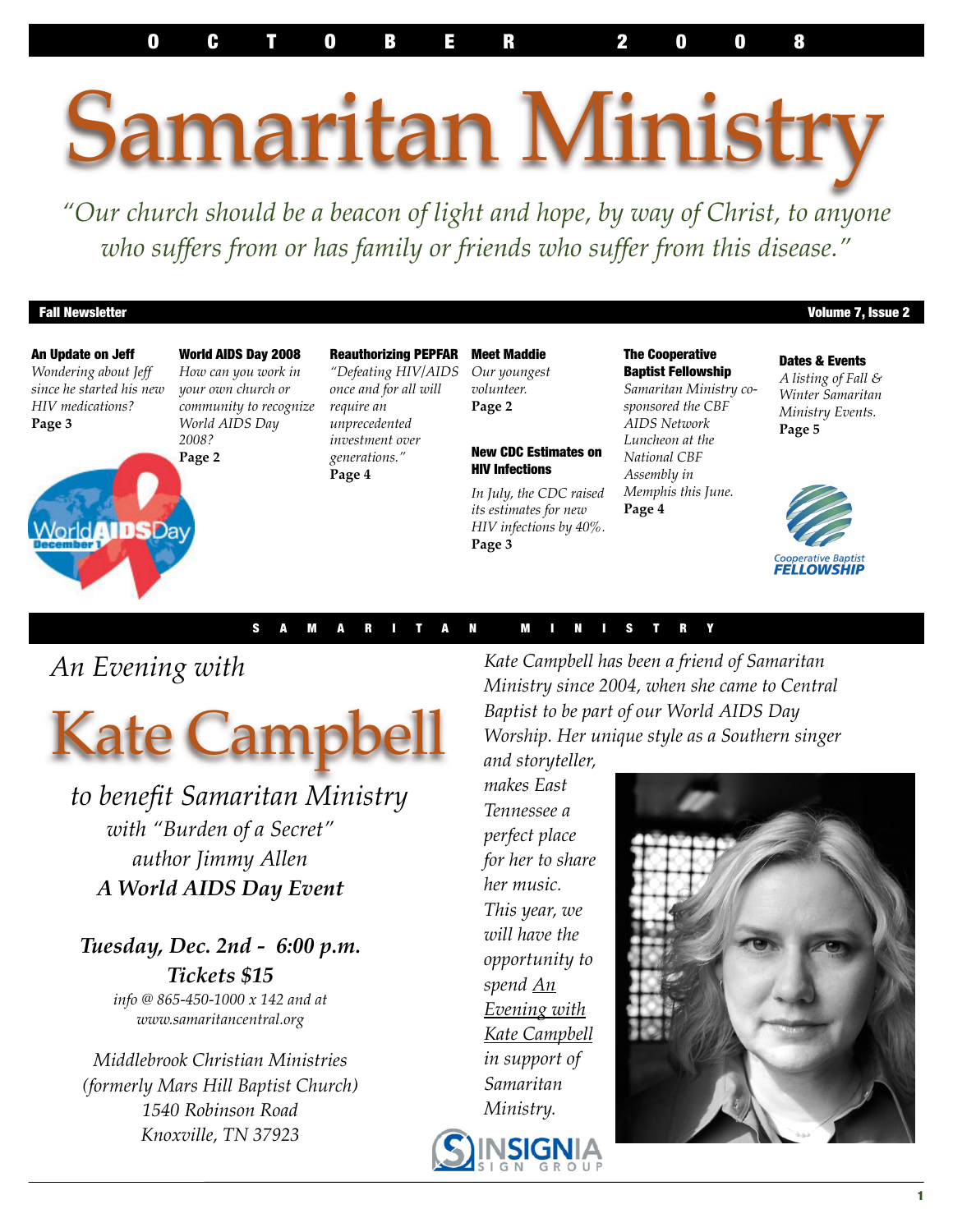OCTOBER 2008

# Samaritan Ministry

*"Our church should be a beacon of light and hope, by way of Christ, to anyone who suffers from or has family or friends who suffer from this disease."*

**Fall Newsletter** — **Volume 7, Issue 2**

**An Update on Jeff**
*Wondering about Jeff since he started his new HIV medications?*
**Page 3**

**World AIDS Day 2008**
*How can you work in your own church or community to recognize World AIDS Day 2008?*
**Page 2**

**Reauthorizing PEPFAR**
*"Defeating HIV/AIDS once and for all will require an unprecedented investment over generations."*
**Page 4**

**Meet Maddie**
*Our youngest volunteer.*
**Page 2**

**New CDC Estimates on HIV Infections**
*In July, the CDC raised its estimates for new HIV infections by 40%.*
**Page 3**

**The Cooperative Baptist Fellowship**
*Samaritan Ministry co-sponsored the CBF AIDS Network Luncheon at the National CBF Assembly in Memphis this June.*
**Page 4**

**Dates & Events**
*A listing of Fall & Winter Samaritan Ministry Events.*
**Page 5**

SAMARITAN MINISTRY

## *An Evening with*

# Kate Campbell

*to benefit Samaritan Ministry*
*with "Burden of a Secret" author Jimmy Allen*
***A World AIDS Day Event***

***Tuesday, Dec. 2nd - 6:00 p.m.***
***Tickets $15***
*info @ 865-450-1000 x 142 and at www.samaritancentral.org*

*Middlebrook Christian Ministries*
*(formerly Mars Hill Baptist Church)*
*1540 Robinson Road*
*Knoxville, TN 37923*

*Kate Campbell has been a friend of Samaritan Ministry since 2004, when she came to Central Baptist to be part of our World AIDS Day Worship. Her unique style as a Southern singer and storyteller, makes East Tennessee a perfect place for her to share her music. This year, we will have the opportunity to spend An Evening with Kate Campbell in support of Samaritan Ministry.*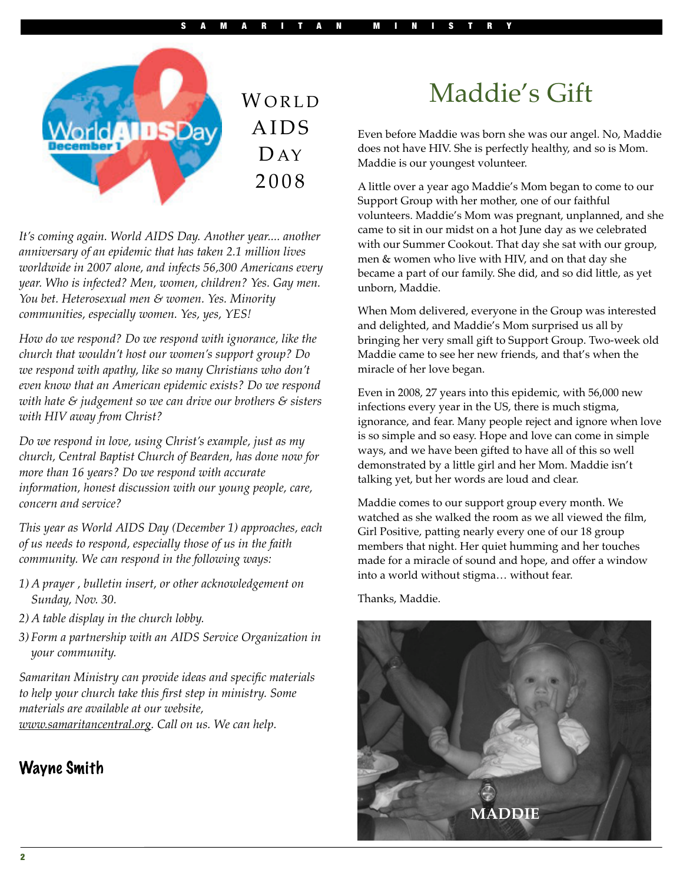# World AIDS Day 2008

*It's coming again. World AIDS Day. Another year.... another anniversary of an epidemic that has taken 2.1 million lives worldwide in 2007 alone, and infects 56,300 Americans every year. Who is infected? Men, women, children? Yes. Gay men. You bet. Heterosexual men & women. Yes. Minority communities, especially women. Yes, yes, YES!*

*How do we respond? Do we respond with ignorance, like the church that wouldn't host our women's support group? Do we respond with apathy, like so many Christians who don't even know that an American epidemic exists? Do we respond with hate & judgement so we can drive our brothers & sisters with HIV away from Christ?*

*Do we respond in love, using Christ's example, just as my church, Central Baptist Church of Bearden, has done now for more than 16 years? Do we respond with accurate information, honest discussion with our young people, care, concern and service?*

*This year as World AIDS Day (December 1) approaches, each of us needs to respond, especially those of us in the faith community. We can respond in the following ways:*

1) *A prayer , bulletin insert, or other acknowledgement on Sunday, Nov. 30.*
2) *A table display in the church lobby.*
3) *Form a partnership with an AIDS Service Organization in your community.*

*Samaritan Ministry can provide ideas and specific materials to help your church take this first step in ministry. Some materials are available at our website, www.samaritancentral.org. Call on us. We can help.*

**Wayne Smith**

# Maddie's Gift

Even before Maddie was born she was our angel. No, Maddie does not have HIV. She is perfectly healthy, and so is Mom. Maddie is our youngest volunteer.

A little over a year ago Maddie's Mom began to come to our Support Group with her mother, one of our faithful volunteers. Maddie's Mom was pregnant, unplanned, and she came to sit in our midst on a hot June day as we celebrated with our Summer Cookout. That day she sat with our group, men & women who live with HIV, and on that day she became a part of our family. She did, and so did little, as yet unborn, Maddie.

When Mom delivered, everyone in the Group was interested and delighted, and Maddie's Mom surprised us all by bringing her very small gift to Support Group. Two-week old Maddie came to see her new friends, and that's when the miracle of her love began.

Even in 2008, 27 years into this epidemic, with 56,000 new infections every year in the US, there is much stigma, ignorance, and fear. Many people reject and ignore when love is so simple and so easy. Hope and love can come in simple ways, and we have been gifted to have all of this so well demonstrated by a little girl and her Mom. Maddie isn't talking yet, but her words are loud and clear.

Maddie comes to our support group every month. We watched as she walked the room as we all viewed the film, Girl Positive, patting nearly every one of our 18 group members that night. Her quiet humming and her touches made for a miracle of sound and hope, and offer a window into a world without stigma… without fear.

Thanks, Maddie.

MADDIE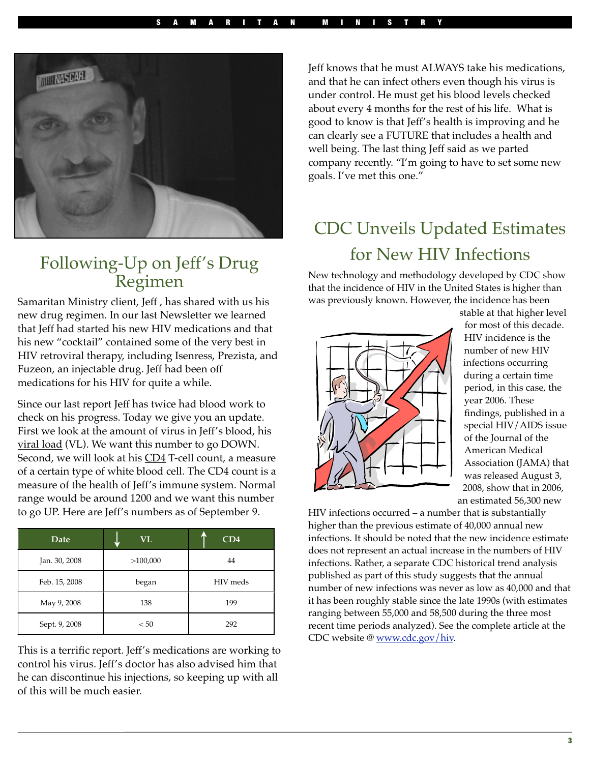## Following-Up on Jeff's Drug Regimen

Samaritan Ministry client, Jeff , has shared with us his new drug regimen. In our last Newsletter we learned that Jeff had started his new HIV medications and that his new "cocktail" contained some of the very best in HIV retroviral therapy, including Isenress, Prezista, and Fuzeon, an injectable drug. Jeff had been off medications for his HIV for quite a while.

Since our last report Jeff has twice had blood work to check on his progress. Today we give you an update. First we look at the amount of virus in Jeff's blood, his viral load (VL). We want this number to go DOWN. Second, we will look at his CD4 T-cell count, a measure of a certain type of white blood cell. The CD4 count is a measure of the health of Jeff's immune system. Normal range would be around 1200 and we want this number to go UP. Here are Jeff's numbers as of September 9.

| Date | ↓ VL | ↑ CD4 |
|---|---|---|
| Jan. 30, 2008 | >100,000 | 44 |
| Feb. 15, 2008 | began | HIV meds |
| May 9, 2008 | 138 | 199 |
| Sept. 9, 2008 | < 50 | 292 |

This is a terrific report. Jeff's medications are working to control his virus. Jeff's doctor has also advised him that he can discontinue his injections, so keeping up with all of this will be much easier.

Jeff knows that he must ALWAYS take his medications, and that he can infect others even though his virus is under control. He must get his blood levels checked about every 4 months for the rest of his life. What is good to know is that Jeff's health is improving and he can clearly see a FUTURE that includes a health and well being. The last thing Jeff said as we parted company recently. "I'm going to have to set some new goals. I've met this one."

## CDC Unveils Updated Estimates for New HIV Infections

New technology and methodology developed by CDC show that the incidence of HIV in the United States is higher than was previously known. However, the incidence has been stable at that higher level for most of this decade. HIV incidence is the number of new HIV infections occurring during a certain time period, in this case, the year 2006. These findings, published in a special HIV/AIDS issue of the Journal of the American Medical Association (JAMA) that was released August 3, 2008, show that in 2006, an estimated 56,300 new HIV infections occurred – a number that is substantially higher than the previous estimate of 40,000 annual new infections. It should be noted that the new incidence estimate does not represent an actual increase in the numbers of HIV infections. Rather, a separate CDC historical trend analysis published as part of this study suggests that the annual number of new infections was never as low as 40,000 and that it has been roughly stable since the late 1990s (with estimates ranging between 55,000 and 58,500 during the three most recent time periods analyzed). See the complete article at the CDC website @ www.cdc.gov/hiv.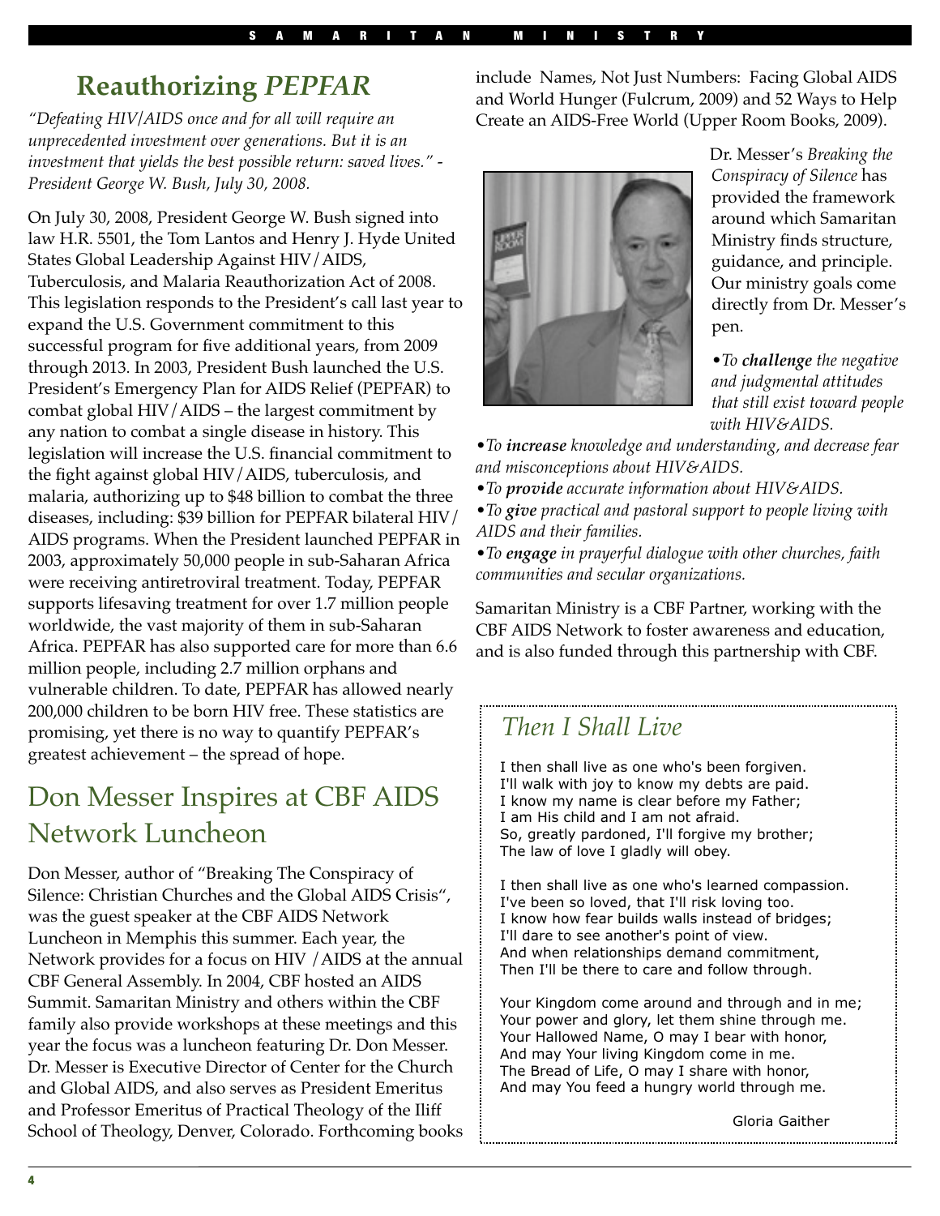## Reauthorizing *PEPFAR*

*"Defeating HIV/AIDS once and for all will require an unprecedented investment over generations. But it is an investment that yields the best possible return: saved lives." - President George W. Bush, July 30, 2008.*

On July 30, 2008, President George W. Bush signed into law H.R. 5501, the Tom Lantos and Henry J. Hyde United States Global Leadership Against HIV/AIDS, Tuberculosis, and Malaria Reauthorization Act of 2008. This legislation responds to the President's call last year to expand the U.S. Government commitment to this successful program for five additional years, from 2009 through 2013. In 2003, President Bush launched the U.S. President's Emergency Plan for AIDS Relief (PEPFAR) to combat global HIV/AIDS – the largest commitment by any nation to combat a single disease in history. This legislation will increase the U.S. financial commitment to the fight against global HIV/AIDS, tuberculosis, and malaria, authorizing up to $48 billion to combat the three diseases, including: $39 billion for PEPFAR bilateral HIV/AIDS programs. When the President launched PEPFAR in 2003, approximately 50,000 people in sub-Saharan Africa were receiving antiretroviral treatment. Today, PEPFAR supports lifesaving treatment for over 1.7 million people worldwide, the vast majority of them in sub-Saharan Africa. PEPFAR has also supported care for more than 6.6 million people, including 2.7 million orphans and vulnerable children. To date, PEPFAR has allowed nearly 200,000 children to be born HIV free. These statistics are promising, yet there is no way to quantify PEPFAR's greatest achievement – the spread of hope.

## Don Messer Inspires at CBF AIDS Network Luncheon

Don Messer, author of "Breaking The Conspiracy of Silence: Christian Churches and the Global AIDS Crisis", was the guest speaker at the CBF AIDS Network Luncheon in Memphis this summer. Each year, the Network provides for a focus on HIV /AIDS at the annual CBF General Assembly. In 2004, CBF hosted an AIDS Summit. Samaritan Ministry and others within the CBF family also provide workshops at these meetings and this year the focus was a luncheon featuring Dr. Don Messer. Dr. Messer is Executive Director of Center for the Church and Global AIDS, and also serves as President Emeritus and Professor Emeritus of Practical Theology of the Iliff School of Theology, Denver, Colorado. Forthcoming books include Names, Not Just Numbers: Facing Global AIDS and World Hunger (Fulcrum, 2009) and 52 Ways to Help Create an AIDS-Free World (Upper Room Books, 2009).

Dr. Messer's *Breaking the Conspiracy of Silence* has provided the framework around which Samaritan Ministry finds structure, guidance, and principle. Our ministry goals come directly from Dr. Messer's pen.

- *To **challenge** the negative and judgmental attitudes that still exist toward people with HIV&AIDS.*
- *To **increase** knowledge and understanding, and decrease fear and misconceptions about HIV&AIDS.*
- *To **provide** accurate information about HIV&AIDS.*
- *To **give** practical and pastoral support to people living with AIDS and their families.*
- *To **engage** in prayerful dialogue with other churches, faith communities and secular organizations.*

Samaritan Ministry is a CBF Partner, working with the CBF AIDS Network to foster awareness and education, and is also funded through this partnership with CBF.

### *Then I Shall Live*

I then shall live as one who's been forgiven.
I'll walk with joy to know my debts are paid.
I know my name is clear before my Father;
I am His child and I am not afraid.
So, greatly pardoned, I'll forgive my brother;
The law of love I gladly will obey.

I then shall live as one who's learned compassion.
I've been so loved, that I'll risk loving too.
I know how fear builds walls instead of bridges;
I'll dare to see another's point of view.
And when relationships demand commitment,
Then I'll be there to care and follow through.

Your Kingdom come around and through and in me;
Your power and glory, let them shine through me.
Your Hallowed Name, O may I bear with honor,
And may Your living Kingdom come in me.
The Bread of Life, O may I share with honor,
And may You feed a hungry world through me.

Gloria Gaither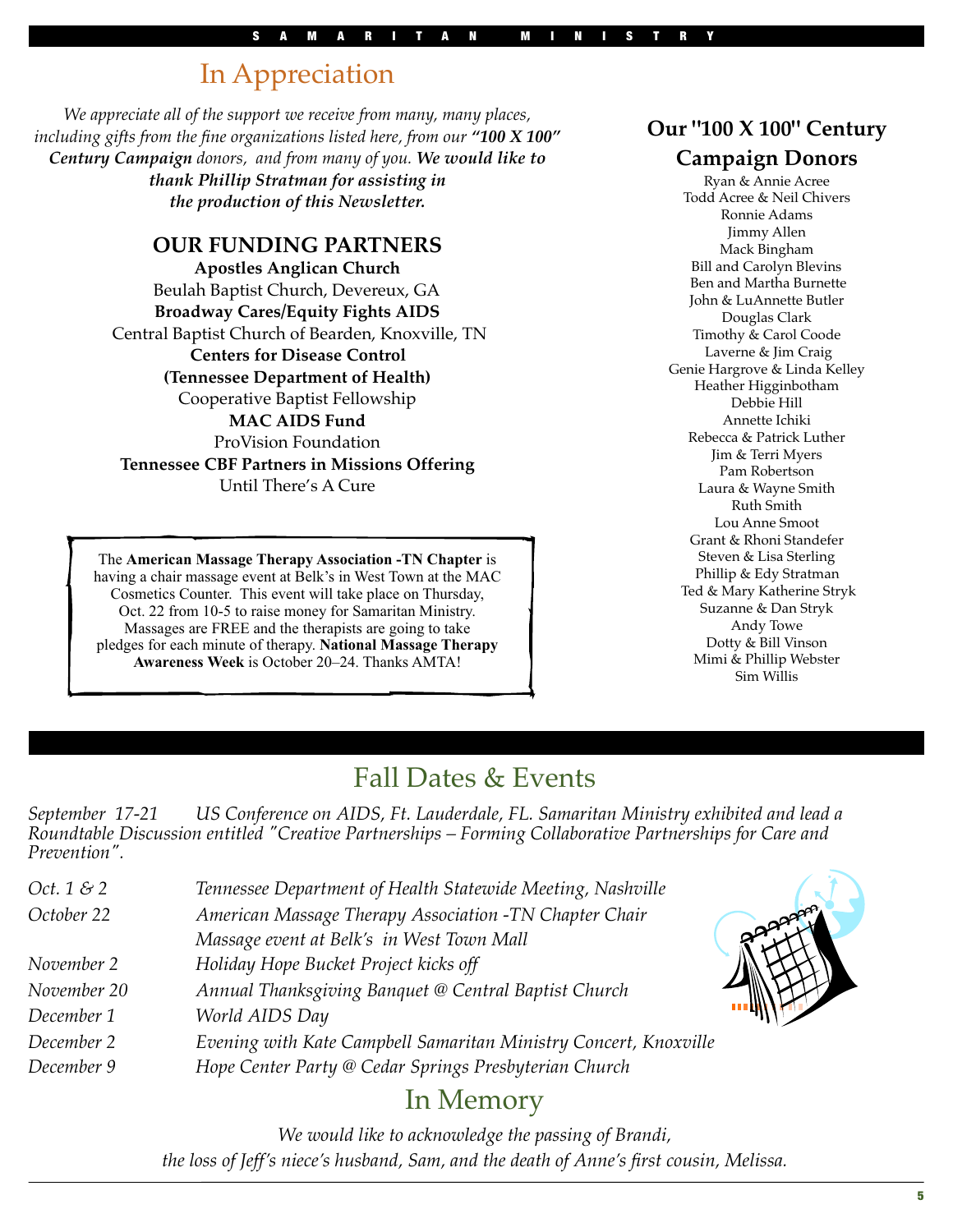## In Appreciation

*We appreciate all of the support we receive from many, many places, including gifts from the fine organizations listed here, from our* ***"100 X 100" Century Campaign*** *donors, and from many of you.* ***We would like to thank Phillip Stratman for assisting in the production of this Newsletter.***

### OUR FUNDING PARTNERS

**Apostles Anglican Church**
Beulah Baptist Church, Devereux, GA
**Broadway Cares/Equity Fights AIDS**
Central Baptist Church of Bearden, Knoxville, TN
**Centers for Disease Control**
**(Tennessee Department of Health)**
Cooperative Baptist Fellowship
**MAC AIDS Fund**
ProVision Foundation
**Tennessee CBF Partners in Missions Offering**
Until There's A Cure

The **American Massage Therapy Association -TN Chapter** is having a chair massage event at Belk's in West Town at the MAC Cosmetics Counter. This event will take place on Thursday, Oct. 22 from 10-5 to raise money for Samaritan Ministry. Massages are FREE and the therapists are going to take pledges for each minute of therapy. **National Massage Therapy Awareness Week** is October 20–24. Thanks AMTA!

### Our "100 X 100" Century Campaign Donors

Ryan & Annie Acree
Todd Acree & Neil Chivers
Ronnie Adams
Jimmy Allen
Mack Bingham
Bill and Carolyn Blevins
Ben and Martha Burnette
John & LuAnnette Butler
Douglas Clark
Timothy & Carol Coode
Laverne & Jim Craig
Genie Hargrove & Linda Kelley
Heather Higginbotham
Debbie Hill
Annette Ichiki
Rebecca & Patrick Luther
Jim & Terri Myers
Pam Robertson
Laura & Wayne Smith
Ruth Smith
Lou Anne Smoot
Grant & Rhoni Standefer
Steven & Lisa Sterling
Phillip & Edy Stratman
Ted & Mary Katherine Stryk
Suzanne & Dan Stryk
Andy Towe
Dotty & Bill Vinson
Mimi & Phillip Webster
Sim Willis

## Fall Dates & Events

*September 17-21 US Conference on AIDS, Ft. Lauderdale, FL. Samaritan Ministry exhibited and lead a Roundtable Discussion entitled "Creative Partnerships – Forming Collaborative Partnerships for Care and Prevention".*

| | |
|---|---|
| *Oct. 1 & 2* | *Tennessee Department of Health Statewide Meeting, Nashville* |
| *October 22* | *American Massage Therapy Association -TN Chapter Chair Massage event at Belk's in West Town Mall* |
| *November 2* | *Holiday Hope Bucket Project kicks off* |
| *November 20* | *Annual Thanksgiving Banquet @ Central Baptist Church* |
| *December 1* | *World AIDS Day* |
| *December 2* | *Evening with Kate Campbell Samaritan Ministry Concert, Knoxville* |
| *December 9* | *Hope Center Party @ Cedar Springs Presbyterian Church* |

## In Memory

*We would like to acknowledge the passing of Brandi, the loss of Jeff's niece's husband, Sam, and the death of Anne's first cousin, Melissa.*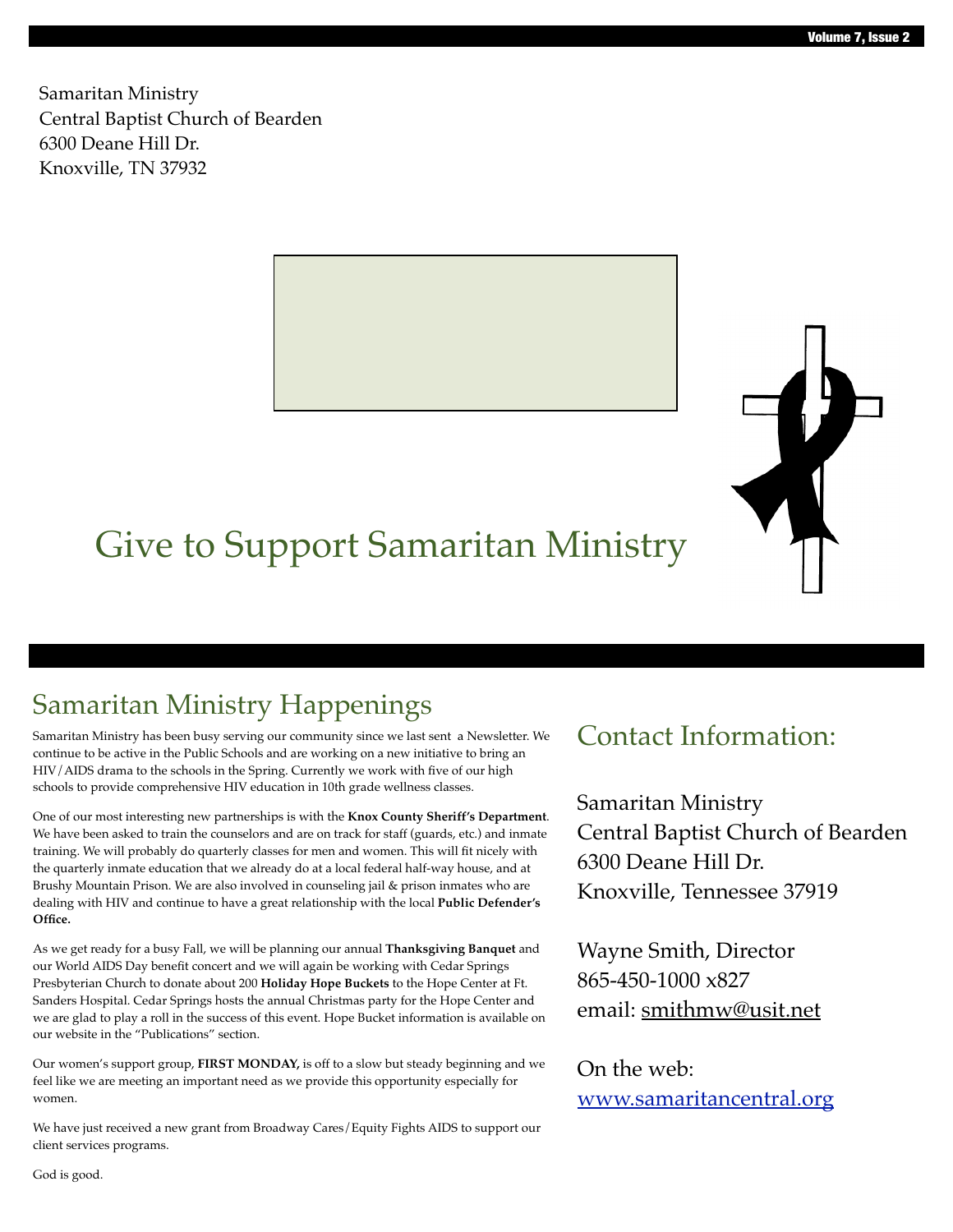Samaritan Ministry
Central Baptist Church of Bearden
6300 Deane Hill Dr.
Knoxville, TN 37932

# Give to Support Samaritan Ministry

## Samaritan Ministry Happenings

Samaritan Ministry has been busy serving our community since we last sent a Newsletter. We continue to be active in the Public Schools and are working on a new initiative to bring an HIV/AIDS drama to the schools in the Spring. Currently we work with five of our high schools to provide comprehensive HIV education in 10th grade wellness classes.

One of our most interesting new partnerships is with the **Knox County Sheriff's Department**. We have been asked to train the counselors and are on track for staff (guards, etc.) and inmate training. We will probably do quarterly classes for men and women. This will fit nicely with the quarterly inmate education that we already do at a local federal half-way house, and at Brushy Mountain Prison. We are also involved in counseling jail & prison inmates who are dealing with HIV and continue to have a great relationship with the local **Public Defender's Office.**

As we get ready for a busy Fall, we will be planning our annual **Thanksgiving Banquet** and our World AIDS Day benefit concert and we will again be working with Cedar Springs Presbyterian Church to donate about 200 **Holiday Hope Buckets** to the Hope Center at Ft. Sanders Hospital. Cedar Springs hosts the annual Christmas party for the Hope Center and we are glad to play a roll in the success of this event. Hope Bucket information is available on our website in the "Publications" section.

Our women's support group, **FIRST MONDAY,** is off to a slow but steady beginning and we feel like we are meeting an important need as we provide this opportunity especially for women.

We have just received a new grant from Broadway Cares/Equity Fights AIDS to support our client services programs.

God is good.

## Contact Information:

Samaritan Ministry
Central Baptist Church of Bearden
6300 Deane Hill Dr.
Knoxville, Tennessee 37919

Wayne Smith, Director
865-450-1000 x827
email: smithmw@usit.net

On the web:
www.samaritancentral.org